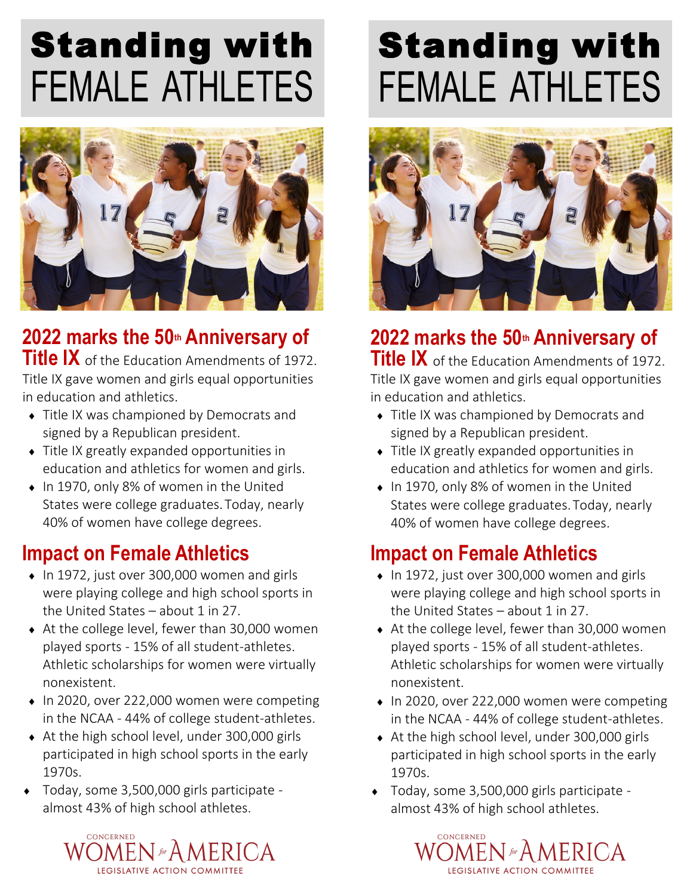# Standing with FEMALE ATHLETES

## 2022 marks the 50th Anniversary of Title IX of the Education Amendments of 1972.

Title IX gave women and girls equal opportunities in education and athletics.

- Title IX was championed by Democrats and signed by a Republican president.
- Title IX greatly expanded opportunities in education and athletics for women and girls.
- In 1970, only 8% of women in the United States were college graduates. Today, nearly 40% of women have college degrees.

## Impact on Female Athletics

- In 1972, just over 300,000 women and girls were playing college and high school sports in the United States – about 1 in 27.
- At the college level, fewer than 30,000 women played sports - 15% of all student-athletes. Athletic scholarships for women were virtually nonexistent.
- In 2020, over 222,000 women were competing in the NCAA - 44% of college student-athletes.
- At the high school level, under 300,000 girls participated in high school sports in the early 1970s.
- Today, some 3,500,000 girls participate - almost 43% of high school athletes.

CONCERNED WOMEN for AMERICA
LEGISLATIVE ACTION COMMITTEE

# Standing with FEMALE ATHLETES

## 2022 marks the 50th Anniversary of Title IX of the Education Amendments of 1972.

Title IX gave women and girls equal opportunities in education and athletics.

- Title IX was championed by Democrats and signed by a Republican president.
- Title IX greatly expanded opportunities in education and athletics for women and girls.
- In 1970, only 8% of women in the United States were college graduates. Today, nearly 40% of women have college degrees.

## Impact on Female Athletics

- In 1972, just over 300,000 women and girls were playing college and high school sports in the United States – about 1 in 27.
- At the college level, fewer than 30,000 women played sports - 15% of all student-athletes. Athletic scholarships for women were virtually nonexistent.
- In 2020, over 222,000 women were competing in the NCAA - 44% of college student-athletes.
- At the high school level, under 300,000 girls participated in high school sports in the early 1970s.
- Today, some 3,500,000 girls participate - almost 43% of high school athletes.

CONCERNED WOMEN for AMERICA
LEGISLATIVE ACTION COMMITTEE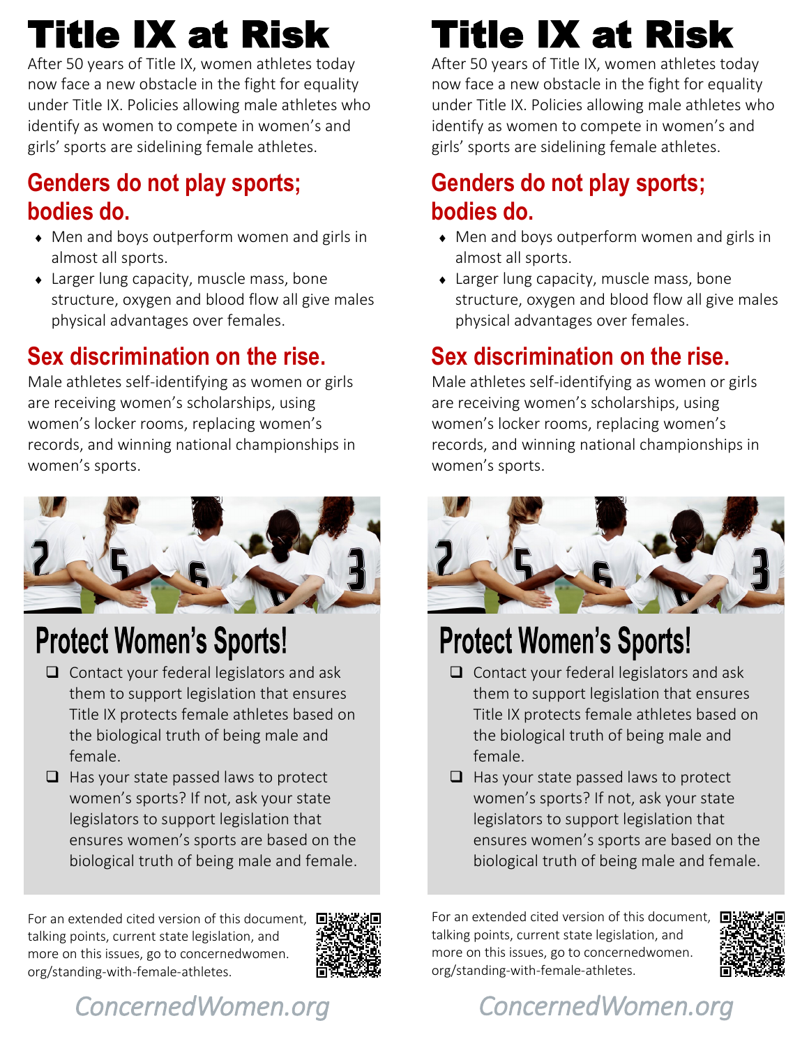# Title IX at Risk

After 50 years of Title IX, women athletes today now face a new obstacle in the fight for equality under Title IX. Policies allowing male athletes who identify as women to compete in women's and girls' sports are sidelining female athletes.

## Genders do not play sports; bodies do.

- Men and boys outperform women and girls in almost all sports.
- Larger lung capacity, muscle mass, bone structure, oxygen and blood flow all give males physical advantages over females.

## Sex discrimination on the rise.

Male athletes self-identifying as women or girls are receiving women's scholarships, using women's locker rooms, replacing women's records, and winning national championships in women's sports.

## Protect Women's Sports!

- ❑ Contact your federal legislators and ask them to support legislation that ensures Title IX protects female athletes based on the biological truth of being male and female.
- ❑ Has your state passed laws to protect women's sports? If not, ask your state legislators to support legislation that ensures women's sports are based on the biological truth of being male and female.

For an extended cited version of this document, talking points, current state legislation, and more on this issues, go to concernedwomen.org/standing-with-female-athletes.

*ConcernedWomen.org*

# Title IX at Risk

After 50 years of Title IX, women athletes today now face a new obstacle in the fight for equality under Title IX. Policies allowing male athletes who identify as women to compete in women's and girls' sports are sidelining female athletes.

## Genders do not play sports; bodies do.

- Men and boys outperform women and girls in almost all sports.
- Larger lung capacity, muscle mass, bone structure, oxygen and blood flow all give males physical advantages over females.

## Sex discrimination on the rise.

Male athletes self-identifying as women or girls are receiving women's scholarships, using women's locker rooms, replacing women's records, and winning national championships in women's sports.

## Protect Women's Sports!

- ❑ Contact your federal legislators and ask them to support legislation that ensures Title IX protects female athletes based on the biological truth of being male and female.
- ❑ Has your state passed laws to protect women's sports? If not, ask your state legislators to support legislation that ensures women's sports are based on the biological truth of being male and female.

For an extended cited version of this document, talking points, current state legislation, and more on this issues, go to concernedwomen.org/standing-with-female-athletes.

*ConcernedWomen.org*